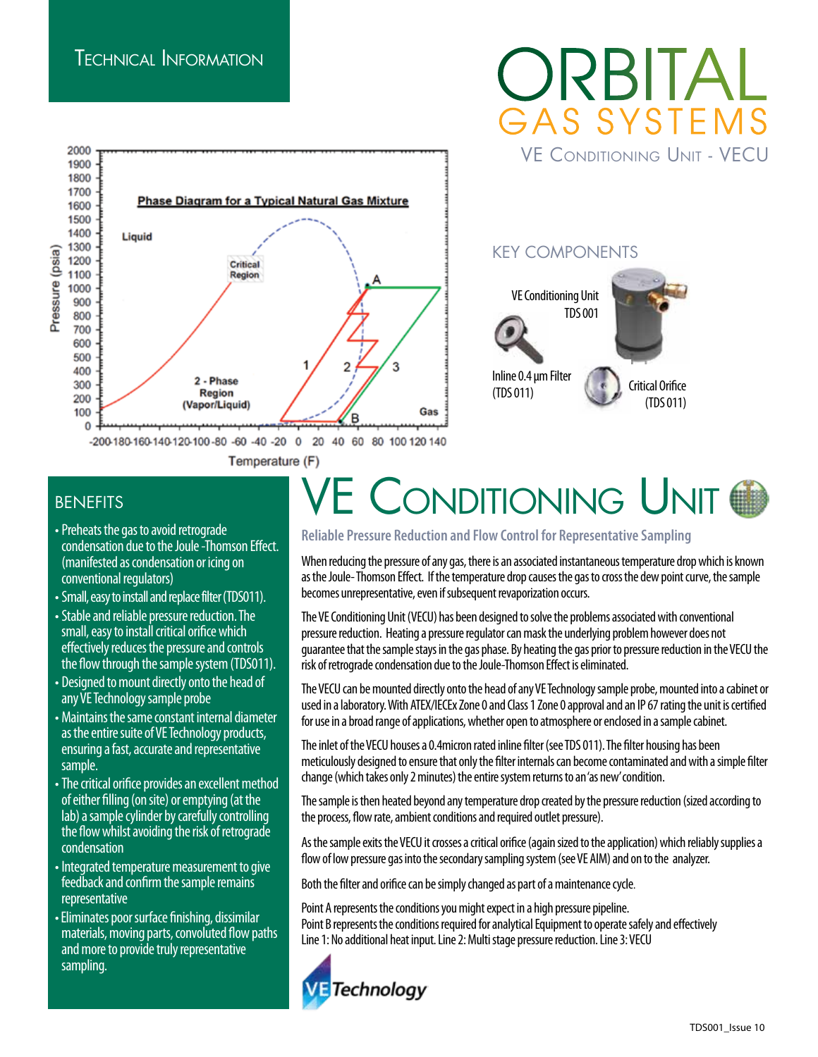# ORBITAL GAS SYSTEMS

## VE Conditioning Unit - VECU

Technical Information

### KEY COMPONENTS

- VE Conditioning Unit TDS 001
- Inline 0.4 µm Filter (TDS 011)
- Critical Orifice (TDS 011)

### BENEFITS

- Preheats the gas to avoid retrograde condensation due to the Joule -Thomson Effect. (manifested as condensation or icing on conventional regulators)
- Small, easy to install and replace filter (TDS011).
- Stable and reliable pressure reduction. The small, easy to install critical orifice which effectively reduces the pressure and controls the flow through the sample system (TDS011).
- Designed to mount directly onto the head of any VE Technology sample probe
- Maintains the same constant internal diameter as the entire suite of VE Technology products, ensuring a fast, accurate and representative sample.
- The critical orifice provides an excellent method of either filling (on site) or emptying (at the lab) a sample cylinder by carefully controlling the flow whilst avoiding the risk of retrograde condensation
- Integrated temperature measurement to give feedback and confirm the sample remains representative
- Eliminates poor surface finishing, dissimilar materials, moving parts, convoluted flow paths and more to provide truly representative sampling.

# VE Conditioning Unit

**Reliable Pressure Reduction and Flow Control for Representative Sampling**

When reducing the pressure of any gas, there is an associated instantaneous temperature drop which is known as the Joule- Thomson Effect. If the temperature drop causes the gas to cross the dew point curve, the sample becomes unrepresentative, even if subsequent revaporization occurs.

The VE Conditioning Unit (VECU) has been designed to solve the problems associated with conventional pressure reduction. Heating a pressure regulator can mask the underlying problem however does not guarantee that the sample stays in the gas phase. By heating the gas prior to pressure reduction in the VECU the risk of retrograde condensation due to the Joule-Thomson Effect is eliminated.

The VECU can be mounted directly onto the head of any VE Technology sample probe, mounted into a cabinet or used in a laboratory. With ATEX/IECEx Zone 0 and Class 1 Zone 0 approval and an IP 67 rating the unit is certified for use in a broad range of applications, whether open to atmosphere or enclosed in a sample cabinet.

The inlet of the VECU houses a 0.4micron rated inline filter (see TDS 011). The filter housing has been meticulously designed to ensure that only the filter internals can become contaminated and with a simple filter change (which takes only 2 minutes) the entire system returns to an 'as new' condition.

The sample is then heated beyond any temperature drop created by the pressure reduction (sized according to the process, flow rate, ambient conditions and required outlet pressure).

As the sample exits the VECU it crosses a critical orifice (again sized to the application) which reliably supplies a flow of low pressure gas into the secondary sampling system (see VE AIM) and on to the analyzer.

Both the filter and orifice can be simply changed as part of a maintenance cycle.

Point A represents the conditions you might expect in a high pressure pipeline.
Point B represents the conditions required for analytical Equipment to operate safely and effectively
Line 1: No additional heat input. Line 2: Multi stage pressure reduction. Line 3: VECU

Phase Diagram for a Typical Natural Gas Mixture

VE Technology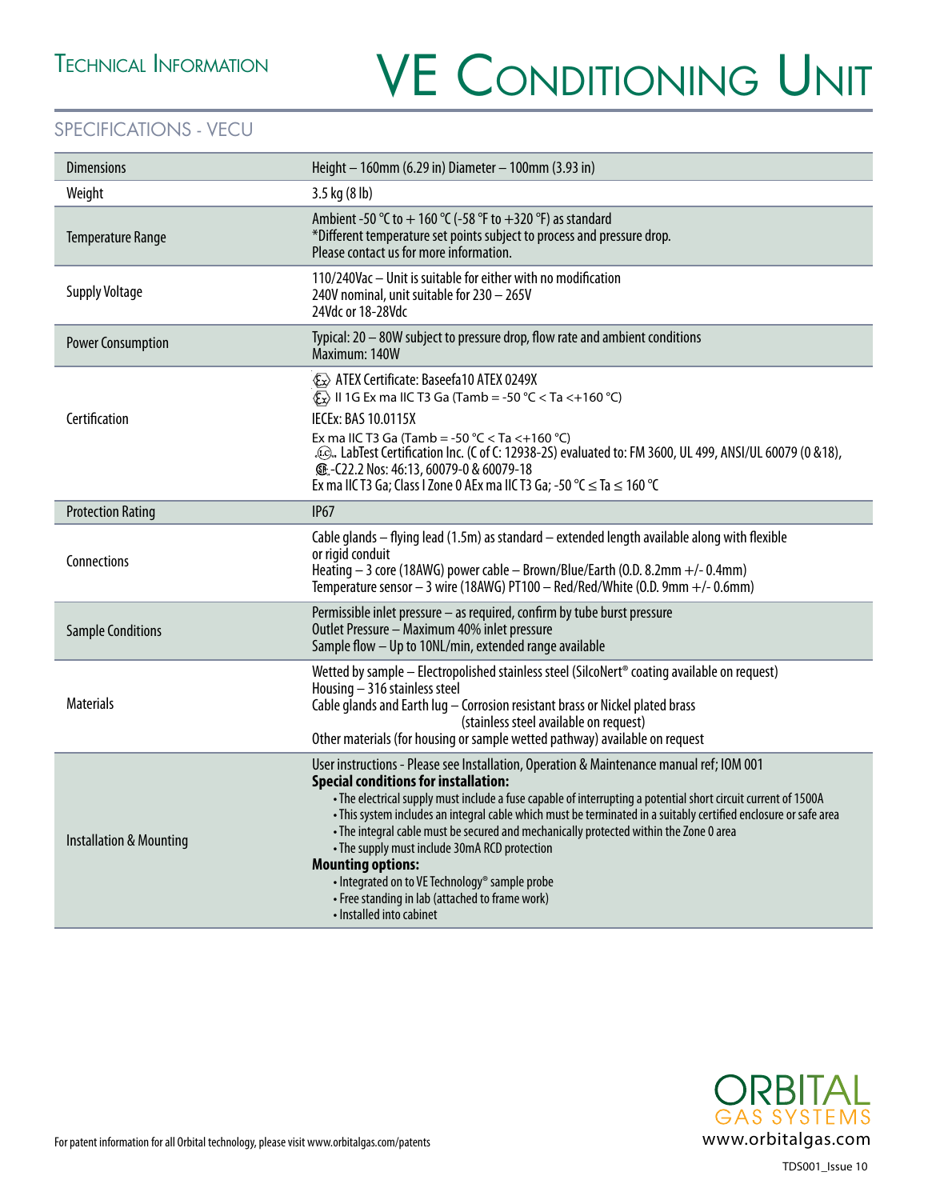# Technical Information

# VE Conditioning Unit

## SPECIFICATIONS - VECU

| | |
|---|---|
| Dimensions | Height – 160mm (6.29 in) Diameter – 100mm (3.93 in) |
| Weight | 3.5 kg (8 lb) |
| Temperature Range | Ambient -50 °C to + 160 °C (-58 °F to +320 °F) as standard<br>*Different temperature set points subject to process and pressure drop.<br>Please contact us for more information. |
| Supply Voltage | 110/240Vac – Unit is suitable for either with no modification<br>240V nominal, unit suitable for 230 – 265V<br>24Vdc or 18-28Vdc |
| Power Consumption | Typical: 20 – 80W subject to pressure drop, flow rate and ambient conditions<br>Maximum: 140W |
| Certification | ATEX Certificate: Baseefa10 ATEX 0249X<br>II 1G Ex ma IIC T3 Ga (Tamb = -50 °C < Ta <+160 °C)<br>IECEx: BAS 10.0115X<br>Ex ma IIC T3 Ga (Tamb = -50 °C < Ta <+160 °C)<br>LabTest Certification Inc. (C of C: 12938-2S) evaluated to: FM 3600, UL 499, ANSI/UL 60079 (0 &18), -C22.2 Nos: 46:13, 60079-0 & 60079-18<br>Ex ma IIC T3 Ga; Class I Zone 0 AEx ma IIC T3 Ga; -50 °C ≤ Ta ≤ 160 °C |
| Protection Rating | IP67 |
| Connections | Cable glands – flying lead (1.5m) as standard – extended length available along with flexible or rigid conduit<br>Heating – 3 core (18AWG) power cable – Brown/Blue/Earth (O.D. 8.2mm +/- 0.4mm)<br>Temperature sensor – 3 wire (18AWG) PT100 – Red/Red/White (O.D. 9mm +/- 0.6mm) |
| Sample Conditions | Permissible inlet pressure – as required, confirm by tube burst pressure<br>Outlet Pressure – Maximum 40% inlet pressure<br>Sample flow – Up to 10NL/min, extended range available |
| Materials | Wetted by sample – Electropolished stainless steel (SilcoNert® coating available on request)<br>Housing – 316 stainless steel<br>Cable glands and Earth lug – Corrosion resistant brass or Nickel plated brass (stainless steel available on request)<br>Other materials (for housing or sample wetted pathway) available on request |
| Installation & Mounting | User instructions - Please see Installation, Operation & Maintenance manual ref; IOM 001<br>**Special conditions for installation:**<br>• The electrical supply must include a fuse capable of interrupting a potential short circuit current of 1500A<br>• This system includes an integral cable which must be terminated in a suitably certified enclosure or safe area<br>• The integral cable must be secured and mechanically protected within the Zone 0 area<br>• The supply must include 30mA RCD protection<br>**Mounting options:**<br>• Integrated on to VE Technology® sample probe<br>• Free standing in lab (attached to frame work)<br>• Installed into cabinet |

For patent information for all Orbital technology, please visit www.orbitalgas.com/patents

ORBITAL GAS SYSTEMS
www.orbitalgas.com

TDS001_Issue 10